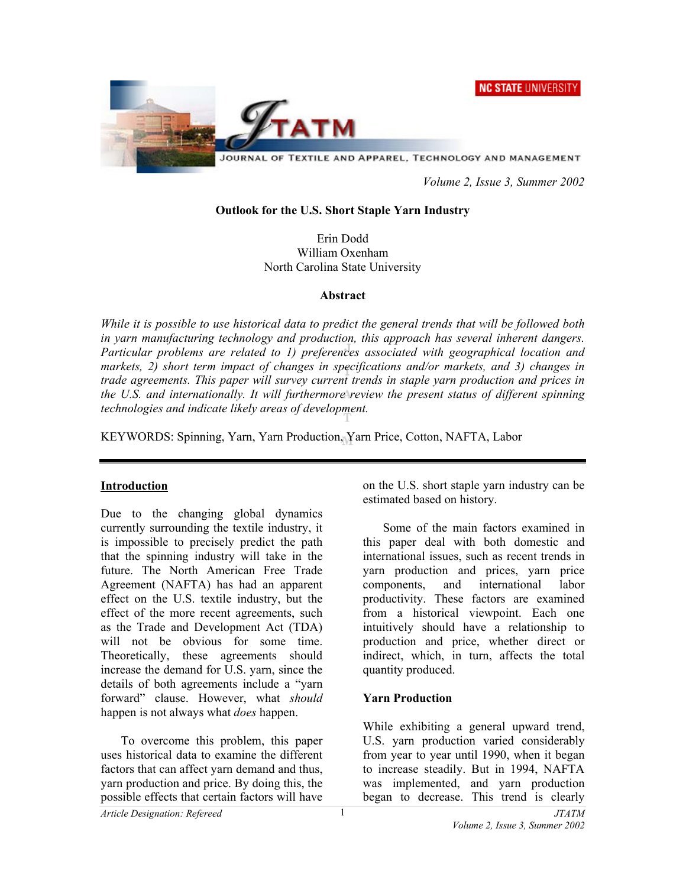# Outlook for the U.S. Short Staple Yarn Industry

Erin Dodd
William Oxenham
North Carolina State University

## Abstract

*While it is possible to use historical data to predict the general trends that will be followed both in yarn manufacturing technology and production, this approach has several inherent dangers. Particular problems are related to 1) preferences associated with geographical location and markets, 2) short term impact of changes in specifications and/or markets, and 3) changes in trade agreements. This paper will survey current trends in staple yarn production and prices in the U.S. and internationally. It will furthermore review the present status of different spinning technologies and indicate likely areas of development.*

KEYWORDS: Spinning, Yarn, Yarn Production, Yarn Price, Cotton, NAFTA, Labor

## Introduction

Due to the changing global dynamics currently surrounding the textile industry, it is impossible to precisely predict the path that the spinning industry will take in the future. The North American Free Trade Agreement (NAFTA) has had an apparent effect on the U.S. textile industry, but the effect of the more recent agreements, such as the Trade and Development Act (TDA) will not be obvious for some time. Theoretically, these agreements should increase the demand for U.S. yarn, since the details of both agreements include a "yarn forward" clause. However, what *should* happen is not always what *does* happen.

To overcome this problem, this paper uses historical data to examine the different factors that can affect yarn demand and thus, yarn production and price. By doing this, the possible effects that certain factors will have on the U.S. short staple yarn industry can be estimated based on history.

Some of the main factors examined in this paper deal with both domestic and international issues, such as recent trends in yarn production and prices, yarn price components, and international labor productivity. These factors are examined from a historical viewpoint. Each one intuitively should have a relationship to production and price, whether direct or indirect, which, in turn, affects the total quantity produced.

## Yarn Production

While exhibiting a general upward trend, U.S. yarn production varied considerably from year to year until 1990, when it began to increase steadily. But in 1994, NAFTA was implemented, and yarn production began to decrease. This trend is clearly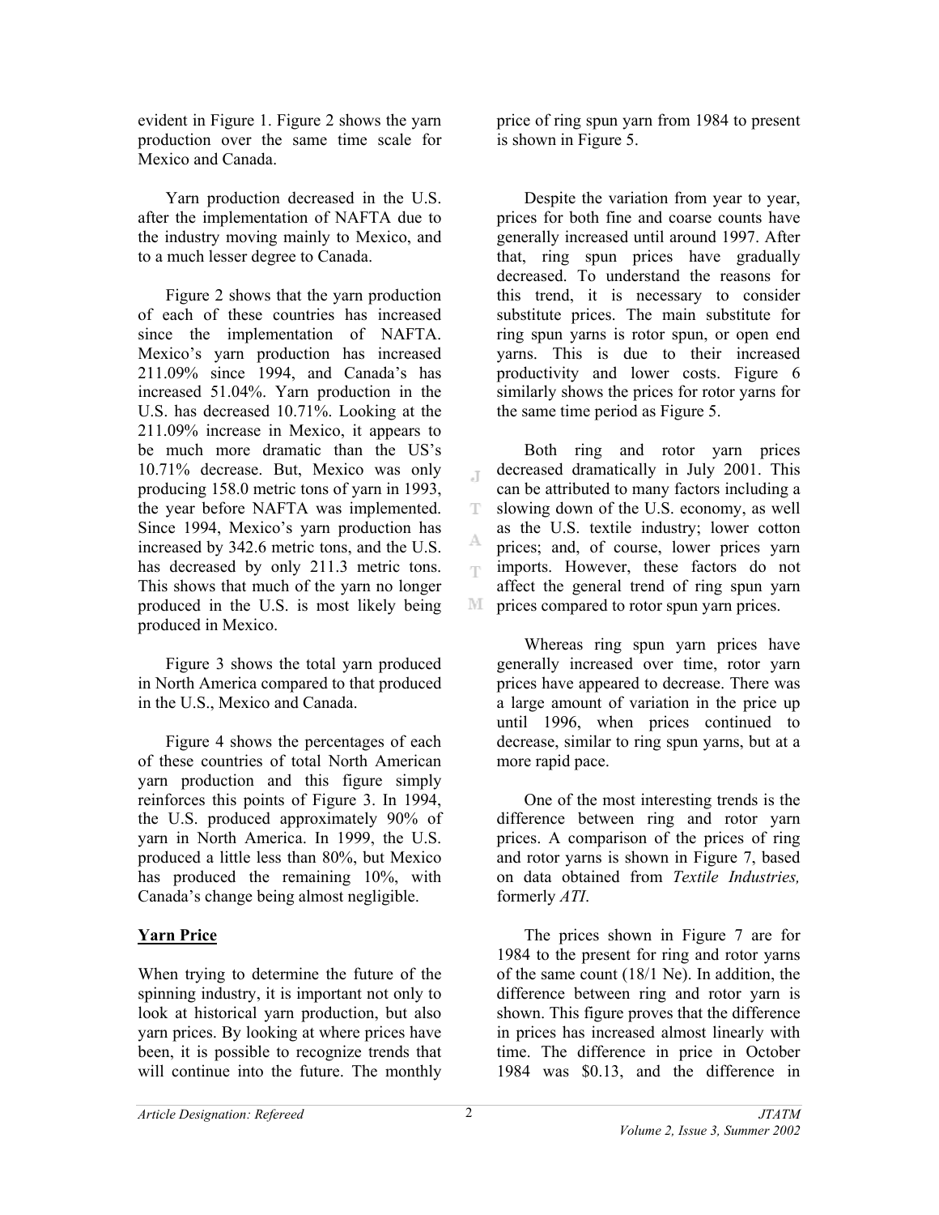evident in Figure 1. Figure 2 shows the yarn production over the same time scale for Mexico and Canada.

Yarn production decreased in the U.S. after the implementation of NAFTA due to the industry moving mainly to Mexico, and to a much lesser degree to Canada.

Figure 2 shows that the yarn production of each of these countries has increased since the implementation of NAFTA. Mexico's yarn production has increased 211.09% since 1994, and Canada's has increased 51.04%. Yarn production in the U.S. has decreased 10.71%. Looking at the 211.09% increase in Mexico, it appears to be much more dramatic than the US's 10.71% decrease. But, Mexico was only producing 158.0 metric tons of yarn in 1993, the year before NAFTA was implemented. Since 1994, Mexico's yarn production has increased by 342.6 metric tons, and the U.S. has decreased by only 211.3 metric tons. This shows that much of the yarn no longer produced in the U.S. is most likely being produced in Mexico.

Figure 3 shows the total yarn produced in North America compared to that produced in the U.S., Mexico and Canada.

Figure 4 shows the percentages of each of these countries of total North American yarn production and this figure simply reinforces this points of Figure 3. In 1994, the U.S. produced approximately 90% of yarn in North America. In 1999, the U.S. produced a little less than 80%, but Mexico has produced the remaining 10%, with Canada's change being almost negligible.

## Yarn Price

When trying to determine the future of the spinning industry, it is important not only to look at historical yarn production, but also yarn prices. By looking at where prices have been, it is possible to recognize trends that will continue into the future. The monthly price of ring spun yarn from 1984 to present is shown in Figure 5.

Despite the variation from year to year, prices for both fine and coarse counts have generally increased until around 1997. After that, ring spun prices have gradually decreased. To understand the reasons for this trend, it is necessary to consider substitute prices. The main substitute for ring spun yarns is rotor spun, or open end yarns. This is due to their increased productivity and lower costs. Figure 6 similarly shows the prices for rotor yarns for the same time period as Figure 5.

Both ring and rotor yarn prices decreased dramatically in July 2001. This can be attributed to many factors including a slowing down of the U.S. economy, as well as the U.S. textile industry; lower cotton prices; and, of course, lower prices yarn imports. However, these factors do not affect the general trend of ring spun yarn prices compared to rotor spun yarn prices.

Whereas ring spun yarn prices have generally increased over time, rotor yarn prices have appeared to decrease. There was a large amount of variation in the price up until 1996, when prices continued to decrease, similar to ring spun yarns, but at a more rapid pace.

One of the most interesting trends is the difference between ring and rotor yarn prices. A comparison of the prices of ring and rotor yarns is shown in Figure 7, based on data obtained from *Textile Industries,* formerly *ATI*.

The prices shown in Figure 7 are for 1984 to the present for ring and rotor yarns of the same count (18/1 Ne). In addition, the difference between ring and rotor yarn is shown. This figure proves that the difference in prices has increased almost linearly with time. The difference in price in October 1984 was $0.13, and the difference in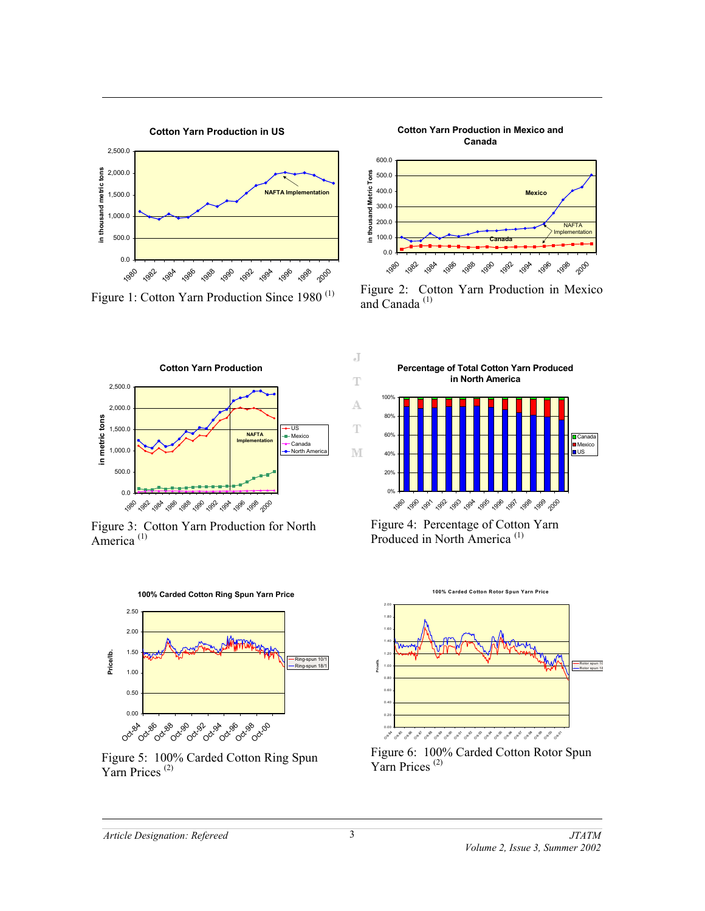Figure 1: Cotton Yarn Production Since 1980 [1]

Figure 2: Cotton Yarn Production in Mexico and Canada [1]

Figure 3: Cotton Yarn Production for North America [1]

Figure 4: Percentage of Cotton Yarn Produced in North America [1]

Figure 5: 100% Carded Cotton Ring Spun Yarn Prices [2]

Figure 6: 100% Carded Cotton Rotor Spun Yarn Prices [2]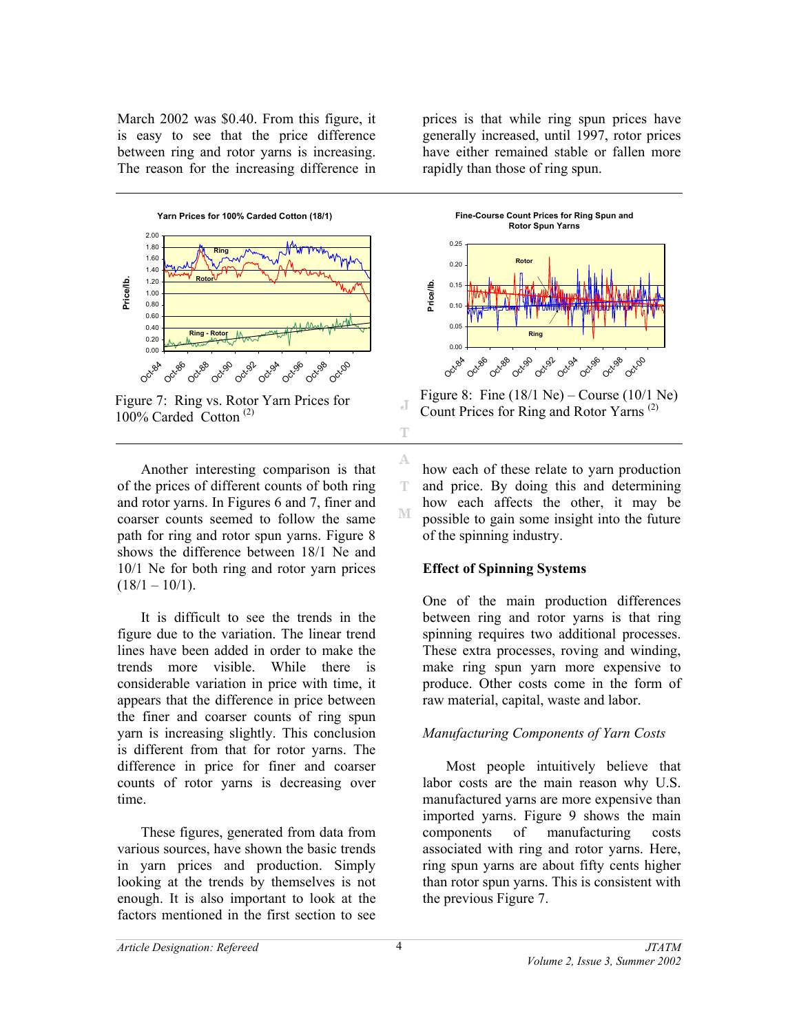March 2002 was $0.40. From this figure, it is easy to see that the price difference between ring and rotor yarns is increasing. The reason for the increasing difference in prices is that while ring spun prices have generally increased, until 1997, rotor prices have either remained stable or fallen more rapidly than those of ring spun.

Figure 7: Ring vs. Rotor Yarn Prices for 100% Carded Cotton [2]

Figure 8: Fine (18/1 Ne) – Course (10/1 Ne) Count Prices for Ring and Rotor Yarns [2]

Another interesting comparison is that of the prices of different counts of both ring and rotor yarns. In Figures 6 and 7, finer and coarser counts seemed to follow the same path for ring and rotor spun yarns. Figure 8 shows the difference between 18/1 Ne and 10/1 Ne for both ring and rotor yarn prices (18/1 – 10/1).

It is difficult to see the trends in the figure due to the variation. The linear trend lines have been added in order to make the trends more visible. While there is considerable variation in price with time, it appears that the difference in price between the finer and coarser counts of ring spun yarn is increasing slightly. This conclusion is different from that for rotor yarns. The difference in price for finer and coarser counts of rotor yarns is decreasing over time.

These figures, generated from data from various sources, have shown the basic trends in yarn prices and production. Simply looking at the trends by themselves is not enough. It is also important to look at the factors mentioned in the first section to see how each of these relate to yarn production and price. By doing this and determining how each affects the other, it may be possible to gain some insight into the future of the spinning industry.

## Effect of Spinning Systems

One of the main production differences between ring and rotor yarns is that ring spinning requires two additional processes. These extra processes, roving and winding, make ring spun yarn more expensive to produce. Other costs come in the form of raw material, capital, waste and labor.

### *Manufacturing Components of Yarn Costs*

Most people intuitively believe that labor costs are the main reason why U.S. manufactured yarns are more expensive than imported yarns. Figure 9 shows the main components of manufacturing costs associated with ring and rotor yarns. Here, ring spun yarns are about fifty cents higher than rotor spun yarns. This is consistent with the previous Figure 7.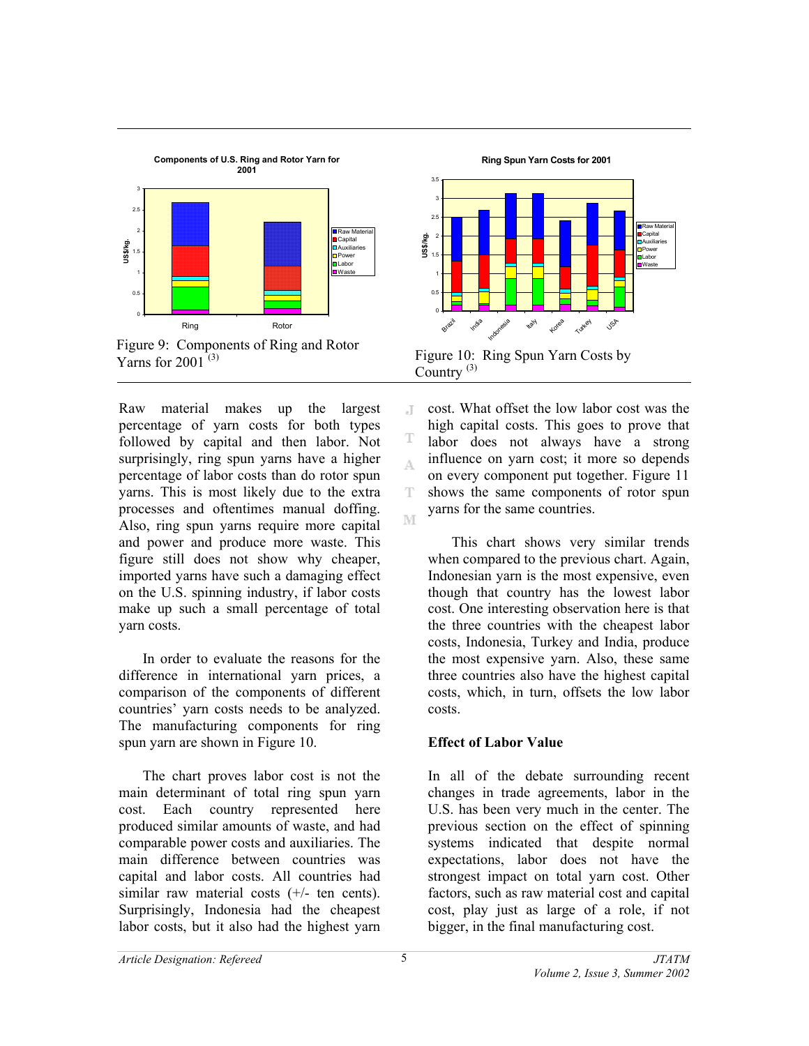Figure 9: Components of Ring and Rotor Yarns for 2001 [3]

Figure 10: Ring Spun Yarn Costs by Country [3]

Raw material makes up the largest percentage of yarn costs for both types followed by capital and then labor. Not surprisingly, ring spun yarns have a higher percentage of labor costs than do rotor spun yarns. This is most likely due to the extra processes and oftentimes manual doffing. Also, ring spun yarns require more capital and power and produce more waste. This figure still does not show why cheaper, imported yarns have such a damaging effect on the U.S. spinning industry, if labor costs make up such a small percentage of total yarn costs.

In order to evaluate the reasons for the difference in international yarn prices, a comparison of the components of different countries' yarn costs needs to be analyzed. The manufacturing components for ring spun yarn are shown in Figure 10.

The chart proves labor cost is not the main determinant of total ring spun yarn cost. Each country represented here produced similar amounts of waste, and had comparable power costs and auxiliaries. The main difference between countries was capital and labor costs. All countries had similar raw material costs (+/- ten cents). Surprisingly, Indonesia had the cheapest labor costs, but it also had the highest yarn cost. What offset the low labor cost was the high capital costs. This goes to prove that labor does not always have a strong influence on yarn cost; it more so depends on every component put together. Figure 11 shows the same components of rotor spun yarns for the same countries.

This chart shows very similar trends when compared to the previous chart. Again, Indonesian yarn is the most expensive, even though that country has the lowest labor cost. One interesting observation here is that the three countries with the cheapest labor costs, Indonesia, Turkey and India, produce the most expensive yarn. Also, these same three countries also have the highest capital costs, which, in turn, offsets the low labor costs.

**Effect of Labor Value**

In all of the debate surrounding recent changes in trade agreements, labor in the U.S. has been very much in the center. The previous section on the effect of spinning systems indicated that despite normal expectations, labor does not have the strongest impact on total yarn cost. Other factors, such as raw material cost and capital cost, play just as large of a role, if not bigger, in the final manufacturing cost.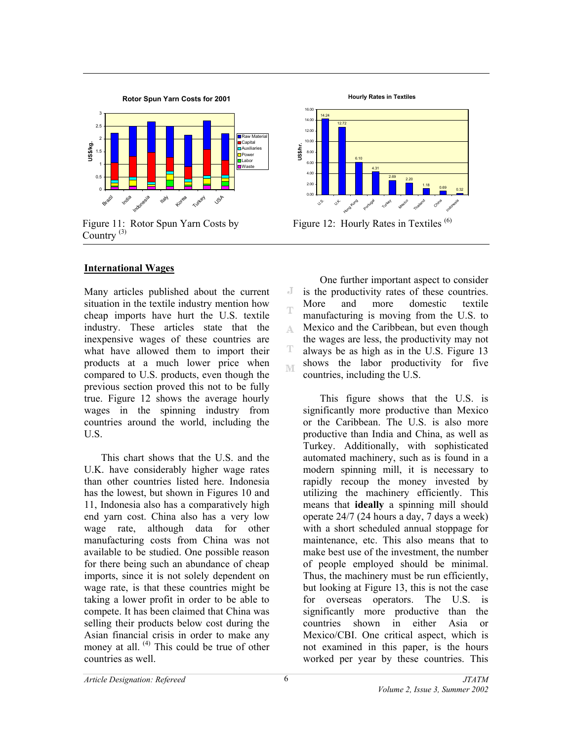Figure 11: Rotor Spun Yarn Costs by Country [3]

Figure 12: Hourly Rates in Textiles [6]

## International Wages

Many articles published about the current situation in the textile industry mention how cheap imports have hurt the U.S. textile industry. These articles state that the inexpensive wages of these countries are what have allowed them to import their products at a much lower price when compared to U.S. products, even though the previous section proved this not to be fully true. Figure 12 shows the average hourly wages in the spinning industry from countries around the world, including the U.S.

This chart shows that the U.S. and the U.K. have considerably higher wage rates than other countries listed here. Indonesia has the lowest, but shown in Figures 10 and 11, Indonesia also has a comparatively high end yarn cost. China also has a very low wage rate, although data for other manufacturing costs from China was not available to be studied. One possible reason for there being such an abundance of cheap imports, since it is not solely dependent on wage rate, is that these countries might be taking a lower profit in order to be able to compete. It has been claimed that China was selling their products below cost during the Asian financial crisis in order to make any money at all. [4] This could be true of other countries as well.

One further important aspect to consider is the productivity rates of these countries. More and more domestic textile manufacturing is moving from the U.S. to Mexico and the Caribbean, but even though the wages are less, the productivity may not always be as high as in the U.S. Figure 13 shows the labor productivity for five countries, including the U.S.

This figure shows that the U.S. is significantly more productive than Mexico or the Caribbean. The U.S. is also more productive than India and China, as well as Turkey. Additionally, with sophisticated automated machinery, such as is found in a modern spinning mill, it is necessary to rapidly recoup the money invested by utilizing the machinery efficiently. This means that **ideally** a spinning mill should operate 24/7 (24 hours a day, 7 days a week) with a short scheduled annual stoppage for maintenance, etc. This also means that to make best use of the investment, the number of people employed should be minimal. Thus, the machinery must be run efficiently, but looking at Figure 13, this is not the case for overseas operators. The U.S. is significantly more productive than the countries shown in either Asia or Mexico/CBI. One critical aspect, which is not examined in this paper, is the hours worked per year by these countries. This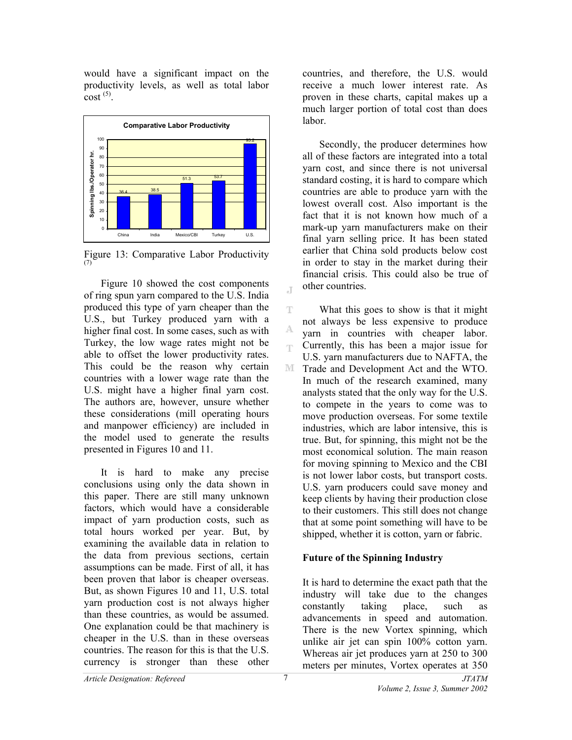would have a significant impact on the productivity levels, as well as total labor cost [5].

Figure 13: Comparative Labor Productivity [7]

Figure 10 showed the cost components of ring spun yarn compared to the U.S. India produced this type of yarn cheaper than the U.S., but Turkey produced yarn with a higher final cost. In some cases, such as with Turkey, the low wage rates might not be able to offset the lower productivity rates. This could be the reason why certain countries with a lower wage rate than the U.S. might have a higher final yarn cost. The authors are, however, unsure whether these considerations (mill operating hours and manpower efficiency) are included in the model used to generate the results presented in Figures 10 and 11.

It is hard to make any precise conclusions using only the data shown in this paper. There are still many unknown factors, which would have a considerable impact of yarn production costs, such as total hours worked per year. But, by examining the available data in relation to the data from previous sections, certain assumptions can be made. First of all, it has been proven that labor is cheaper overseas. But, as shown Figures 10 and 11, U.S. total yarn production cost is not always higher than these countries, as would be assumed. One explanation could be that machinery is cheaper in the U.S. than in these overseas countries. The reason for this is that the U.S. currency is stronger than these other countries, and therefore, the U.S. would receive a much lower interest rate. As proven in these charts, capital makes up a much larger portion of total cost than does labor.

Secondly, the producer determines how all of these factors are integrated into a total yarn cost, and since there is not universal standard costing, it is hard to compare which countries are able to produce yarn with the lowest overall cost. Also important is the fact that it is not known how much of a mark-up yarn manufacturers make on their final yarn selling price. It has been stated earlier that China sold products below cost in order to stay in the market during their financial crisis. This could also be true of other countries.

What this goes to show is that it might not always be less expensive to produce yarn in countries with cheaper labor. Currently, this has been a major issue for U.S. yarn manufacturers due to NAFTA, the Trade and Development Act and the WTO. In much of the research examined, many analysts stated that the only way for the U.S. to compete in the years to come was to move production overseas. For some textile industries, which are labor intensive, this is true. But, for spinning, this might not be the most economical solution. The main reason for moving spinning to Mexico and the CBI is not lower labor costs, but transport costs. U.S. yarn producers could save money and keep clients by having their production close to their customers. This still does not change that at some point something will have to be shipped, whether it is cotton, yarn or fabric.

**Future of the Spinning Industry**

It is hard to determine the exact path that the industry will take due to the changes constantly taking place, such as advancements in speed and automation. There is the new Vortex spinning, which unlike air jet can spin 100% cotton yarn. Whereas air jet produces yarn at 250 to 300 meters per minutes, Vortex operates at 350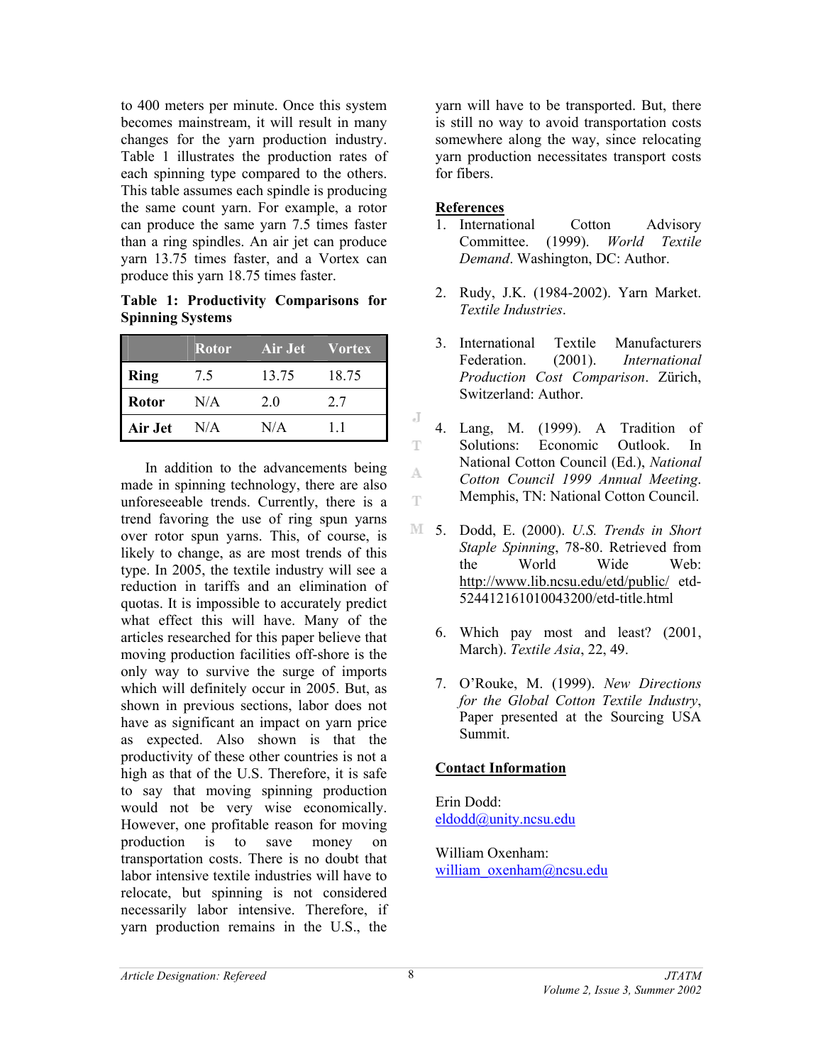to 400 meters per minute. Once this system becomes mainstream, it will result in many changes for the yarn production industry. Table 1 illustrates the production rates of each spinning type compared to the others. This table assumes each spindle is producing the same count yarn. For example, a rotor can produce the same yarn 7.5 times faster than a ring spindles. An air jet can produce yarn 13.75 times faster, and a Vortex can produce this yarn 18.75 times faster.

**Table 1: Productivity Comparisons for Spinning Systems**

| | Rotor | Air Jet | Vortex |
|---|---|---|---|
| **Ring** | 7.5 | 13.75 | 18.75 |
| **Rotor** | N/A | 2.0 | 2.7 |
| **Air Jet** | N/A | N/A | 1.1 |

In addition to the advancements being made in spinning technology, there are also unforeseeable trends. Currently, there is a trend favoring the use of ring spun yarns over rotor spun yarns. This, of course, is likely to change, as are most trends of this type. In 2005, the textile industry will see a reduction in tariffs and an elimination of quotas. It is impossible to accurately predict what effect this will have. Many of the articles researched for this paper believe that moving production facilities off-shore is the only way to survive the surge of imports which will definitely occur in 2005. But, as shown in previous sections, labor does not have as significant an impact on yarn price as expected. Also shown is that the productivity of these other countries is not a high as that of the U.S. Therefore, it is safe to say that moving spinning production would not be very wise economically. However, one profitable reason for moving production is to save money on transportation costs. There is no doubt that labor intensive textile industries will have to relocate, but spinning is not considered necessarily labor intensive. Therefore, if yarn production remains in the U.S., the yarn will have to be transported. But, there is still no way to avoid transportation costs somewhere along the way, since relocating yarn production necessitates transport costs for fibers.

## References

1. International Cotton Advisory Committee. (1999). *World Textile Demand*. Washington, DC: Author.

2. Rudy, J.K. (1984-2002). Yarn Market. *Textile Industries*.

3. International Textile Manufacturers Federation. (2001). *International Production Cost Comparison*. Zürich, Switzerland: Author.

4. Lang, M. (1999). A Tradition of Solutions: Economic Outlook. In National Cotton Council (Ed.), *National Cotton Council 1999 Annual Meeting*. Memphis, TN: National Cotton Council.

5. Dodd, E. (2000). *U.S. Trends in Short Staple Spinning*, 78-80. Retrieved from the World Wide Web: http://www.lib.ncsu.edu/etd/public/ etd-524412161010043200/etd-title.html

6. Which pay most and least? (2001, March). *Textile Asia*, 22, 49.

7. O'Rouke, M. (1999). *New Directions for the Global Cotton Textile Industry*, Paper presented at the Sourcing USA Summit.

## Contact Information

Erin Dodd:
eldodd@unity.ncsu.edu

William Oxenham:
william_oxenham@ncsu.edu